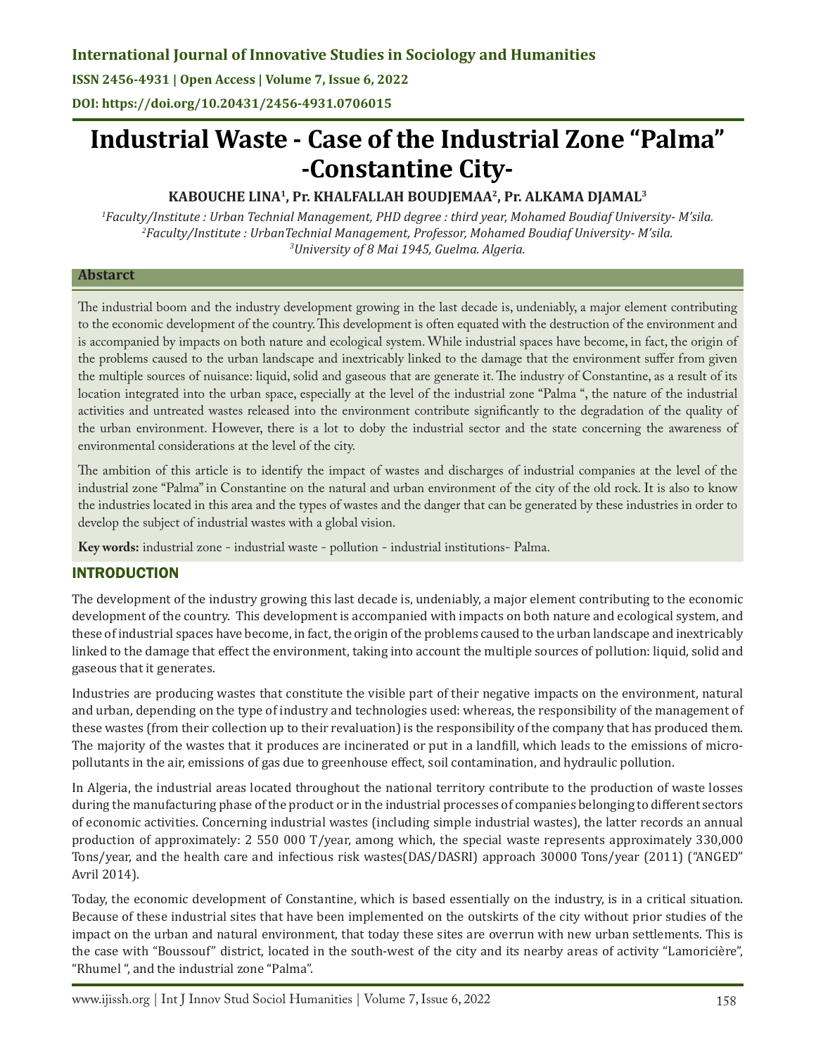International Journal of Innovative Studies in Sociology and Humanities

ISSN 2456-4931 | Open Access | Volume 7, Issue 6, 2022

DOI: https://doi.org/10.20431/2456-4931.0706015

# Industrial Waste - Case of the Industrial Zone "Palma" -Constantine City-

**KABOUCHE LINA[1], Pr. KHALFALLAH BOUDJEMAA[2], Pr. ALKAMA DJAMAL[3]**

*[1]Faculty/Institute : Urban Technial Management, PHD degree : third year, Mohamed Boudiaf University- M'sila.*
*[2]Faculty/Institute : UrbanTechnial Management, Professor, Mohamed Boudiaf University- M'sila.*
*[3]University of 8 Mai 1945, Guelma. Algeria.*

## Abstarct

The industrial boom and the industry development growing in the last decade is, undeniably, a major element contributing to the economic development of the country. This development is often equated with the destruction of the environment and is accompanied by impacts on both nature and ecological system. While industrial spaces have become, in fact, the origin of the problems caused to the urban landscape and inextricably linked to the damage that the environment suffer from given the multiple sources of nuisance: liquid, solid and gaseous that are generate it. The industry of Constantine, as a result of its location integrated into the urban space, especially at the level of the industrial zone "Palma ", the nature of the industrial activities and untreated wastes released into the environment contribute significantly to the degradation of the quality of the urban environment. However, there is a lot to doby the industrial sector and the state concerning the awareness of environmental considerations at the level of the city.

The ambition of this article is to identify the impact of wastes and discharges of industrial companies at the level of the industrial zone "Palma" in Constantine on the natural and urban environment of the city of the old rock. It is also to know the industries located in this area and the types of wastes and the danger that can be generated by these industries in order to develop the subject of industrial wastes with a global vision.

**Key words:** industrial zone - industrial waste - pollution - industrial institutions- Palma.

## INTRODUCTION

The development of the industry growing this last decade is, undeniably, a major element contributing to the economic development of the country. This development is accompanied with impacts on both nature and ecological system, and these of industrial spaces have become, in fact, the origin of the problems caused to the urban landscape and inextricably linked to the damage that effect the environment, taking into account the multiple sources of pollution: liquid, solid and gaseous that it generates.

Industries are producing wastes that constitute the visible part of their negative impacts on the environment, natural and urban, depending on the type of industry and technologies used: whereas, the responsibility of the management of these wastes (from their collection up to their revaluation) is the responsibility of the company that has produced them. The majority of the wastes that it produces are incinerated or put in a landfill, which leads to the emissions of micro-pollutants in the air, emissions of gas due to greenhouse effect, soil contamination, and hydraulic pollution.

In Algeria, the industrial areas located throughout the national territory contribute to the production of waste losses during the manufacturing phase of the product or in the industrial processes of companies belonging to different sectors of economic activities. Concerning industrial wastes (including simple industrial wastes), the latter records an annual production of approximately: 2 550 000 T/year, among which, the special waste represents approximately 330,000 Tons/year, and the health care and infectious risk wastes(DAS/DASRI) approach 30000 Tons/year (2011) ("ANGED" Avril 2014).

Today, the economic development of Constantine, which is based essentially on the industry, is in a critical situation. Because of these industrial sites that have been implemented on the outskirts of the city without prior studies of the impact on the urban and natural environment, that today these sites are overrun with new urban settlements. This is the case with "Boussouf" district, located in the south-west of the city and its nearby areas of activity "Lamoricière", "Rhumel ", and the industrial zone "Palma".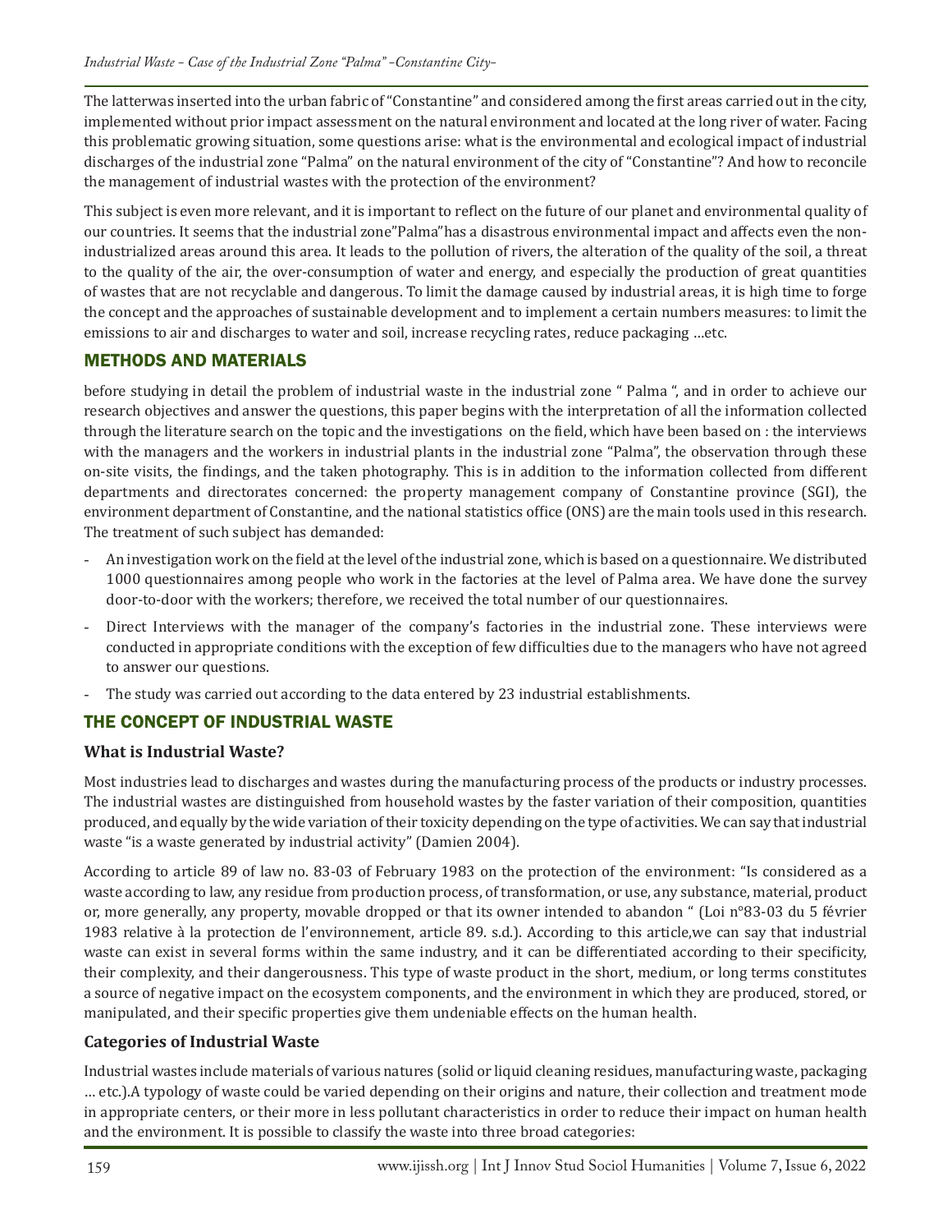The latterwas inserted into the urban fabric of "Constantine" and considered among the first areas carried out in the city, implemented without prior impact assessment on the natural environment and located at the long river of water. Facing this problematic growing situation, some questions arise: what is the environmental and ecological impact of industrial discharges of the industrial zone "Palma" on the natural environment of the city of "Constantine"? And how to reconcile the management of industrial wastes with the protection of the environment?

This subject is even more relevant, and it is important to reflect on the future of our planet and environmental quality of our countries. It seems that the industrial zone"Palma"has a disastrous environmental impact and affects even the non-industrialized areas around this area. It leads to the pollution of rivers, the alteration of the quality of the soil, a threat to the quality of the air, the over-consumption of water and energy, and especially the production of great quantities of wastes that are not recyclable and dangerous. To limit the damage caused by industrial areas, it is high time to forge the concept and the approaches of sustainable development and to implement a certain numbers measures: to limit the emissions to air and discharges to water and soil, increase recycling rates, reduce packaging …etc.

## METHODS AND MATERIALS

before studying in detail the problem of industrial waste in the industrial zone " Palma ", and in order to achieve our research objectives and answer the questions, this paper begins with the interpretation of all the information collected through the literature search on the topic and the investigations on the field, which have been based on : the interviews with the managers and the workers in industrial plants in the industrial zone "Palma", the observation through these on-site visits, the findings, and the taken photography. This is in addition to the information collected from different departments and directorates concerned: the property management company of Constantine province (SGI), the environment department of Constantine, and the national statistics office (ONS) are the main tools used in this research. The treatment of such subject has demanded:

- An investigation work on the field at the level of the industrial zone, which is based on a questionnaire. We distributed 1000 questionnaires among people who work in the factories at the level of Palma area. We have done the survey door-to-door with the workers; therefore, we received the total number of our questionnaires.
- Direct Interviews with the manager of the company's factories in the industrial zone. These interviews were conducted in appropriate conditions with the exception of few difficulties due to the managers who have not agreed to answer our questions.
- The study was carried out according to the data entered by 23 industrial establishments.

## THE CONCEPT OF INDUSTRIAL WASTE

### What is Industrial Waste?

Most industries lead to discharges and wastes during the manufacturing process of the products or industry processes. The industrial wastes are distinguished from household wastes by the faster variation of their composition, quantities produced, and equally by the wide variation of their toxicity depending on the type of activities. We can say that industrial waste "is a waste generated by industrial activity" (Damien 2004).

According to article 89 of law no. 83-03 of February 1983 on the protection of the environment: "Is considered as a waste according to law, any residue from production process, of transformation, or use, any substance, material, product or, more generally, any property, movable dropped or that its owner intended to abandon " (Loi n°83-03 du 5 février 1983 relative à la protection de l'environnement, article 89. s.d.). According to this article,we can say that industrial waste can exist in several forms within the same industry, and it can be differentiated according to their specificity, their complexity, and their dangerousness. This type of waste product in the short, medium, or long terms constitutes a source of negative impact on the ecosystem components, and the environment in which they are produced, stored, or manipulated, and their specific properties give them undeniable effects on the human health.

### Categories of Industrial Waste

Industrial wastes include materials of various natures (solid or liquid cleaning residues, manufacturing waste, packaging … etc.).A typology of waste could be varied depending on their origins and nature, their collection and treatment mode in appropriate centers, or their more in less pollutant characteristics in order to reduce their impact on human health and the environment. It is possible to classify the waste into three broad categories: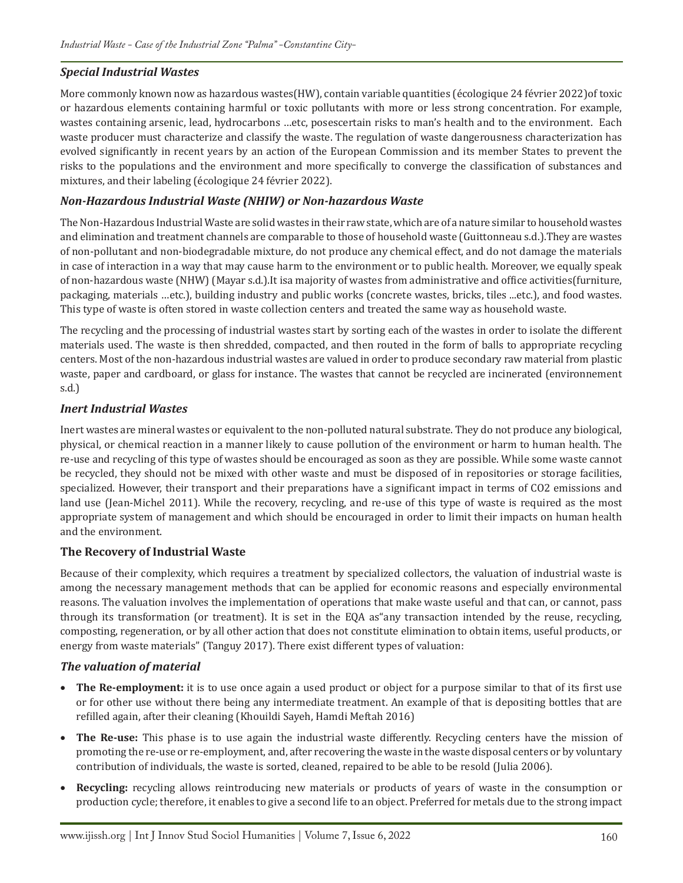### *Special Industrial Wastes*

More commonly known now as hazardous wastes(HW), contain variable quantities (écologique 24 février 2022)of toxic or hazardous elements containing harmful or toxic pollutants with more or less strong concentration. For example, wastes containing arsenic, lead, hydrocarbons …etc, posescertain risks to man's health and to the environment. Each waste producer must characterize and classify the waste. The regulation of waste dangerousness characterization has evolved significantly in recent years by an action of the European Commission and its member States to prevent the risks to the populations and the environment and more specifically to converge the classification of substances and mixtures, and their labeling (écologique 24 février 2022).

### *Non-Hazardous Industrial Waste (NHIW) or Non-hazardous Waste*

The Non-Hazardous Industrial Waste are solid wastes in their raw state, which are of a nature similar to household wastes and elimination and treatment channels are comparable to those of household waste (Guittonneau s.d.).They are wastes of non-pollutant and non-biodegradable mixture, do not produce any chemical effect, and do not damage the materials in case of interaction in a way that may cause harm to the environment or to public health. Moreover, we equally speak of non-hazardous waste (NHW) (Mayar s.d.).It isa majority of wastes from administrative and office activities(furniture, packaging, materials …etc.), building industry and public works (concrete wastes, bricks, tiles ...etc.), and food wastes. This type of waste is often stored in waste collection centers and treated the same way as household waste.

The recycling and the processing of industrial wastes start by sorting each of the wastes in order to isolate the different materials used. The waste is then shredded, compacted, and then routed in the form of balls to appropriate recycling centers. Most of the non-hazardous industrial wastes are valued in order to produce secondary raw material from plastic waste, paper and cardboard, or glass for instance. The wastes that cannot be recycled are incinerated (environnement s.d.)

### *Inert Industrial Wastes*

Inert wastes are mineral wastes or equivalent to the non-polluted natural substrate. They do not produce any biological, physical, or chemical reaction in a manner likely to cause pollution of the environment or harm to human health. The re-use and recycling of this type of wastes should be encouraged as soon as they are possible. While some waste cannot be recycled, they should not be mixed with other waste and must be disposed of in repositories or storage facilities, specialized. However, their transport and their preparations have a significant impact in terms of $CO_2$ emissions and land use (Jean-Michel 2011). While the recovery, recycling, and re-use of this type of waste is required as the most appropriate system of management and which should be encouraged in order to limit their impacts on human health and the environment.

### **The Recovery of Industrial Waste**

Because of their complexity, which requires a treatment by specialized collectors, the valuation of industrial waste is among the necessary management methods that can be applied for economic reasons and especially environmental reasons. The valuation involves the implementation of operations that make waste useful and that can, or cannot, pass through its transformation (or treatment). It is set in the EQA as"any transaction intended by the reuse, recycling, composting, regeneration, or by all other action that does not constitute elimination to obtain items, useful products, or energy from waste materials" (Tanguy 2017). There exist different types of valuation:

### *The valuation of material*

- **The Re-employment:** it is to use once again a used product or object for a purpose similar to that of its first use or for other use without there being any intermediate treatment. An example of that is depositing bottles that are refilled again, after their cleaning (Khouildi Sayeh, Hamdi Meftah 2016)
- **The Re-use:** This phase is to use again the industrial waste differently. Recycling centers have the mission of promoting the re-use or re-employment, and, after recovering the waste in the waste disposal centers or by voluntary contribution of individuals, the waste is sorted, cleaned, repaired to be able to be resold (Julia 2006).
- **Recycling:** recycling allows reintroducing new materials or products of years of waste in the consumption or production cycle; therefore, it enables to give a second life to an object. Preferred for metals due to the strong impact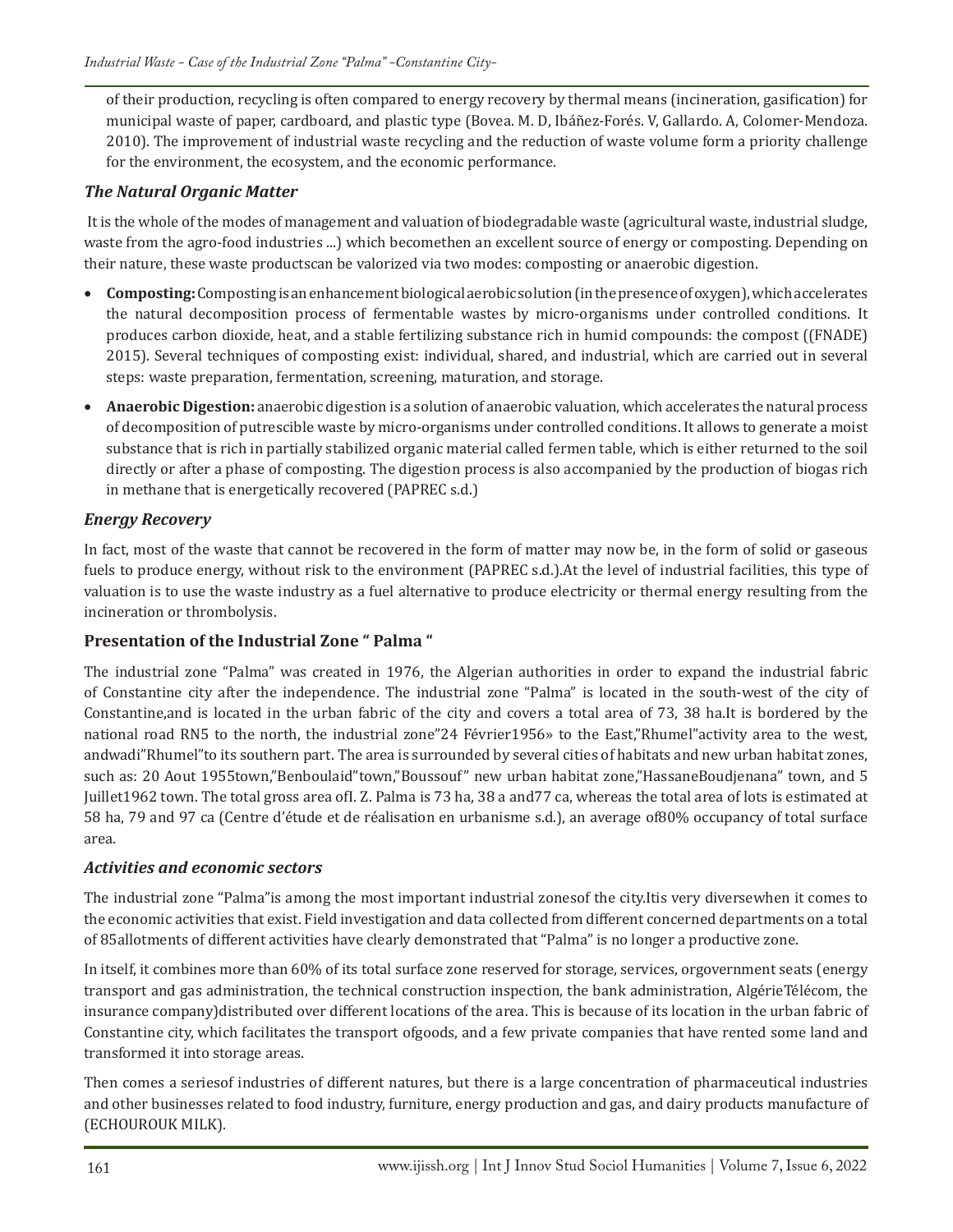of their production, recycling is often compared to energy recovery by thermal means (incineration, gasification) for municipal waste of paper, cardboard, and plastic type (Bovea. M. D, Ibáñez-Forés. V, Gallardo. A, Colomer-Mendoza. 2010). The improvement of industrial waste recycling and the reduction of waste volume form a priority challenge for the environment, the ecosystem, and the economic performance.

### *The Natural Organic Matter*

It is the whole of the modes of management and valuation of biodegradable waste (agricultural waste, industrial sludge, waste from the agro-food industries ...) which becomethen an excellent source of energy or composting. Depending on their nature, these waste productscan be valorized via two modes: composting or anaerobic digestion.

- **Composting:** Composting is an enhancement biological aerobic solution (in the presence of oxygen), which accelerates the natural decomposition process of fermentable wastes by micro-organisms under controlled conditions. It produces carbon dioxide, heat, and a stable fertilizing substance rich in humid compounds: the compost ((FNADE) 2015). Several techniques of composting exist: individual, shared, and industrial, which are carried out in several steps: waste preparation, fermentation, screening, maturation, and storage.
- **Anaerobic Digestion:** anaerobic digestion is a solution of anaerobic valuation, which accelerates the natural process of decomposition of putrescible waste by micro-organisms under controlled conditions. It allows to generate a moist substance that is rich in partially stabilized organic material called fermen table, which is either returned to the soil directly or after a phase of composting. The digestion process is also accompanied by the production of biogas rich in methane that is energetically recovered (PAPREC s.d.)

### *Energy Recovery*

In fact, most of the waste that cannot be recovered in the form of matter may now be, in the form of solid or gaseous fuels to produce energy, without risk to the environment (PAPREC s.d.).At the level of industrial facilities, this type of valuation is to use the waste industry as a fuel alternative to produce electricity or thermal energy resulting from the incineration or thrombolysis.

## Presentation of the Industrial Zone " Palma "

The industrial zone "Palma" was created in 1976, the Algerian authorities in order to expand the industrial fabric of Constantine city after the independence. The industrial zone "Palma" is located in the south-west of the city of Constantine,and is located in the urban fabric of the city and covers a total area of 73, 38 ha.It is bordered by the national road RN5 to the north, the industrial zone"24 Février1956» to the East,"Rhumel"activity area to the west, andwadi"Rhumel"to its southern part. The area is surrounded by several cities of habitats and new urban habitat zones, such as: 20 Aout 1955town,"Benboulaid"town,"Boussouf" new urban habitat zone,"HassaneBoudjenana" town, and 5 Juillet1962 town. The total gross area ofI. Z. Palma is 73 ha, 38 a and77 ca, whereas the total area of lots is estimated at 58 ha, 79 and 97 ca (Centre d'étude et de réalisation en urbanisme s.d.), an average of80% occupancy of total surface area.

### *Activities and economic sectors*

The industrial zone "Palma"is among the most important industrial zonesof the city.Itis very diversewhen it comes to the economic activities that exist. Field investigation and data collected from different concerned departments on a total of 85allotments of different activities have clearly demonstrated that "Palma" is no longer a productive zone.

In itself, it combines more than 60% of its total surface zone reserved for storage, services, orgovernment seats (energy transport and gas administration, the technical construction inspection, the bank administration, AlgérieTélécom, the insurance company)distributed over different locations of the area. This is because of its location in the urban fabric of Constantine city, which facilitates the transport ofgoods, and a few private companies that have rented some land and transformed it into storage areas.

Then comes a seriesof industries of different natures, but there is a large concentration of pharmaceutical industries and other businesses related to food industry, furniture, energy production and gas, and dairy products manufacture of (ECHOUROUK MILK).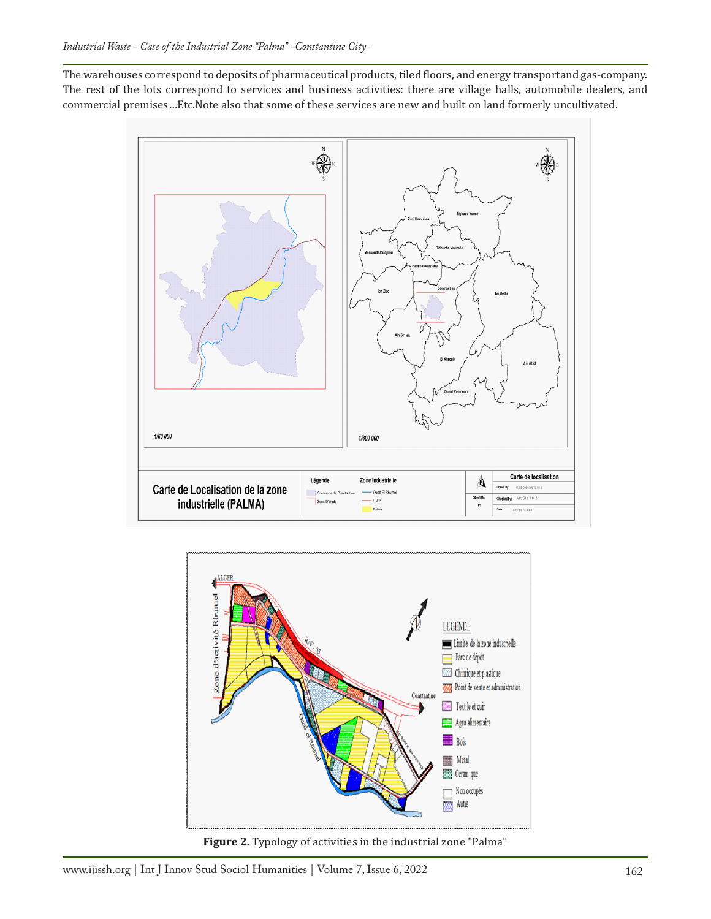The warehouses correspond to deposits of pharmaceutical products, tiled floors, and energy transportand gas-company. The rest of the lots correspond to services and business activities: there are village halls, automobile dealers, and commercial premises…Etc.Note also that some of these services are new and built on land formerly uncultivated.

**Figure 2.** Typology of activities in the industrial zone "Palma"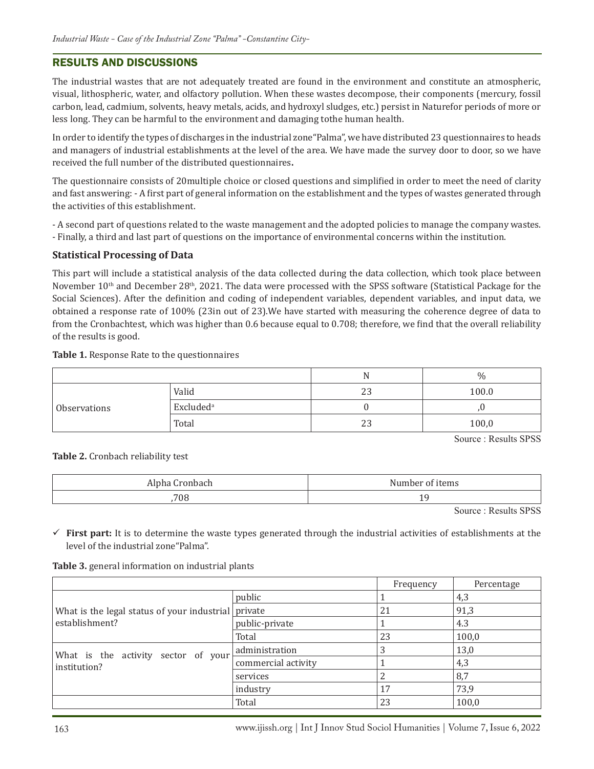## RESULTS AND DISCUSSIONS

The industrial wastes that are not adequately treated are found in the environment and constitute an atmospheric, visual, lithospheric, water, and olfactory pollution. When these wastes decompose, their components (mercury, fossil carbon, lead, cadmium, solvents, heavy metals, acids, and hydroxyl sludges, etc.) persist in Naturefor periods of more or less long. They can be harmful to the environment and damaging tothe human health.

In order to identify the types of discharges in the industrial zone"Palma", we have distributed 23 questionnaires to heads and managers of industrial establishments at the level of the area. We have made the survey door to door, so we have received the full number of the distributed questionnaires**.**

The questionnaire consists of 20multiple choice or closed questions and simplified in order to meet the need of clarity and fast answering: - A first part of general information on the establishment and the types of wastes generated through the activities of this establishment.

- A second part of questions related to the waste management and the adopted policies to manage the company wastes.
- Finally, a third and last part of questions on the importance of environmental concerns within the institution.

### Statistical Processing of Data

This part will include a statistical analysis of the data collected during the data collection, which took place between November 10th and December 28th, 2021. The data were processed with the SPSS software (Statistical Package for the Social Sciences). After the definition and coding of independent variables, dependent variables, and input data, we obtained a response rate of 100% (23in out of 23).We have started with measuring the coherence degree of data to from the Cronbachtest, which was higher than 0.6 because equal to 0.708; therefore, we find that the overall reliability of the results is good.

**Table 1.** Response Rate to the questionnaires

| | | N | % |
|---|---|---|---|
| Observations | Valid | 23 | 100.0 |
| | Excluded[a] | 0 | ,0 |
| | Total | 23 | 100,0 |

Source : Results SPSS

**Table 2.** Cronbach reliability test

| Alpha Cronbach | Number of items |
|---|---|
| ,708 | 19 |

Source : Results SPSS

✓ **First part:** It is to determine the waste types generated through the industrial activities of establishments at the level of the industrial zone"Palma".

**Table 3.** general information on industrial plants

| | | Frequency | Percentage |
|---|---|---|---|
| What is the legal status of your industrial establishment? | public | 1 | 4,3 |
| | private | 21 | 91,3 |
| | public-private | 1 | 4.3 |
| | Total | 23 | 100,0 |
| What is the activity sector of your institution? | administration | 3 | 13,0 |
| | commercial activity | 1 | 4,3 |
| | services | 2 | 8,7 |
| | industry | 17 | 73,9 |
| | Total | 23 | 100,0 |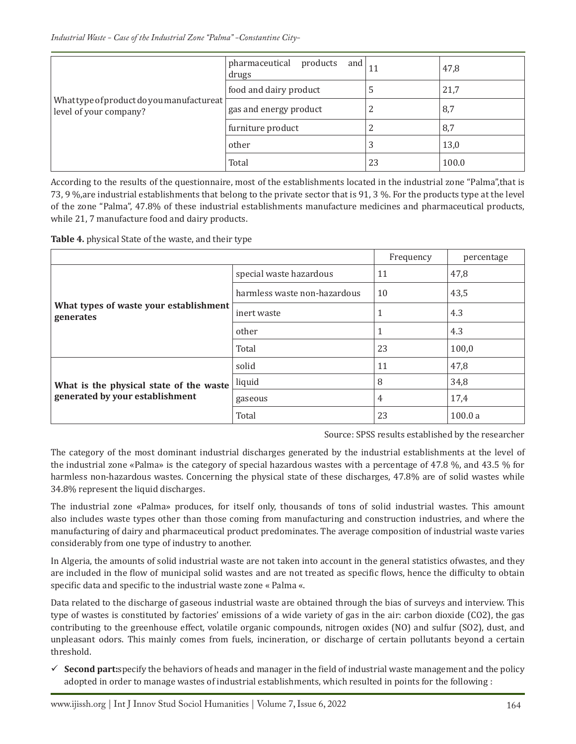| | | | |
|---|---|---|---|
| What type of product do you manufacture at level of your company? | pharmaceutical products and drugs | 11 | 47,8 |
| | food and dairy product | 5 | 21,7 |
| | gas and energy product | 2 | 8,7 |
| | furniture product | 2 | 8,7 |
| | other | 3 | 13,0 |
| | Total | 23 | 100.0 |

According to the results of the questionnaire, most of the establishments located in the industrial zone "Palma",that is 73, 9 %,are industrial establishments that belong to the private sector that is 91, 3 %. For the products type at the level of the zone "Palma", 47.8% of these industrial establishments manufacture medicines and pharmaceutical products, while 21, 7 manufacture food and dairy products.

**Table 4.** physical State of the waste, and their type

| | | Frequency | percentage |
|---|---|---|---|
| **What types of waste your establishment generates** | special waste hazardous | 11 | 47,8 |
| | harmless waste non-hazardous | 10 | 43,5 |
| | inert waste | 1 | 4.3 |
| | other | 1 | 4.3 |
| | Total | 23 | 100,0 |
| **What is the physical state of the waste generated by your establishment** | solid | 11 | 47,8 |
| | liquid | 8 | 34,8 |
| | gaseous | 4 | 17,4 |
| | Total | 23 | 100.0 a |

Source: SPSS results established by the researcher

The category of the most dominant industrial discharges generated by the industrial establishments at the level of the industrial zone «Palma» is the category of special hazardous wastes with a percentage of 47.8 %, and 43.5 % for harmless non-hazardous wastes. Concerning the physical state of these discharges, 47.8% are of solid wastes while 34.8% represent the liquid discharges.

The industrial zone «Palma» produces, for itself only, thousands of tons of solid industrial wastes. This amount also includes waste types other than those coming from manufacturing and construction industries, and where the manufacturing of dairy and pharmaceutical product predominates. The average composition of industrial waste varies considerably from one type of industry to another.

In Algeria, the amounts of solid industrial waste are not taken into account in the general statistics ofwastes, and they are included in the flow of municipal solid wastes and are not treated as specific flows, hence the difficulty to obtain specific data and specific to the industrial waste zone « Palma «.

Data related to the discharge of gaseous industrial waste are obtained through the bias of surveys and interview. This type of wastes is constituted by factories' emissions of a wide variety of gas in the air: carbon dioxide ($CO_2$), the gas contributing to the greenhouse effect, volatile organic compounds, nitrogen oxides (NO) and sulfur ($SO_2$), dust, and unpleasant odors. This mainly comes from fuels, incineration, or discharge of certain pollutants beyond a certain threshold.

- ✓ **Second part:**specify the behaviors of heads and manager in the field of industrial waste management and the policy adopted in order to manage wastes of industrial establishments, which resulted in points for the following :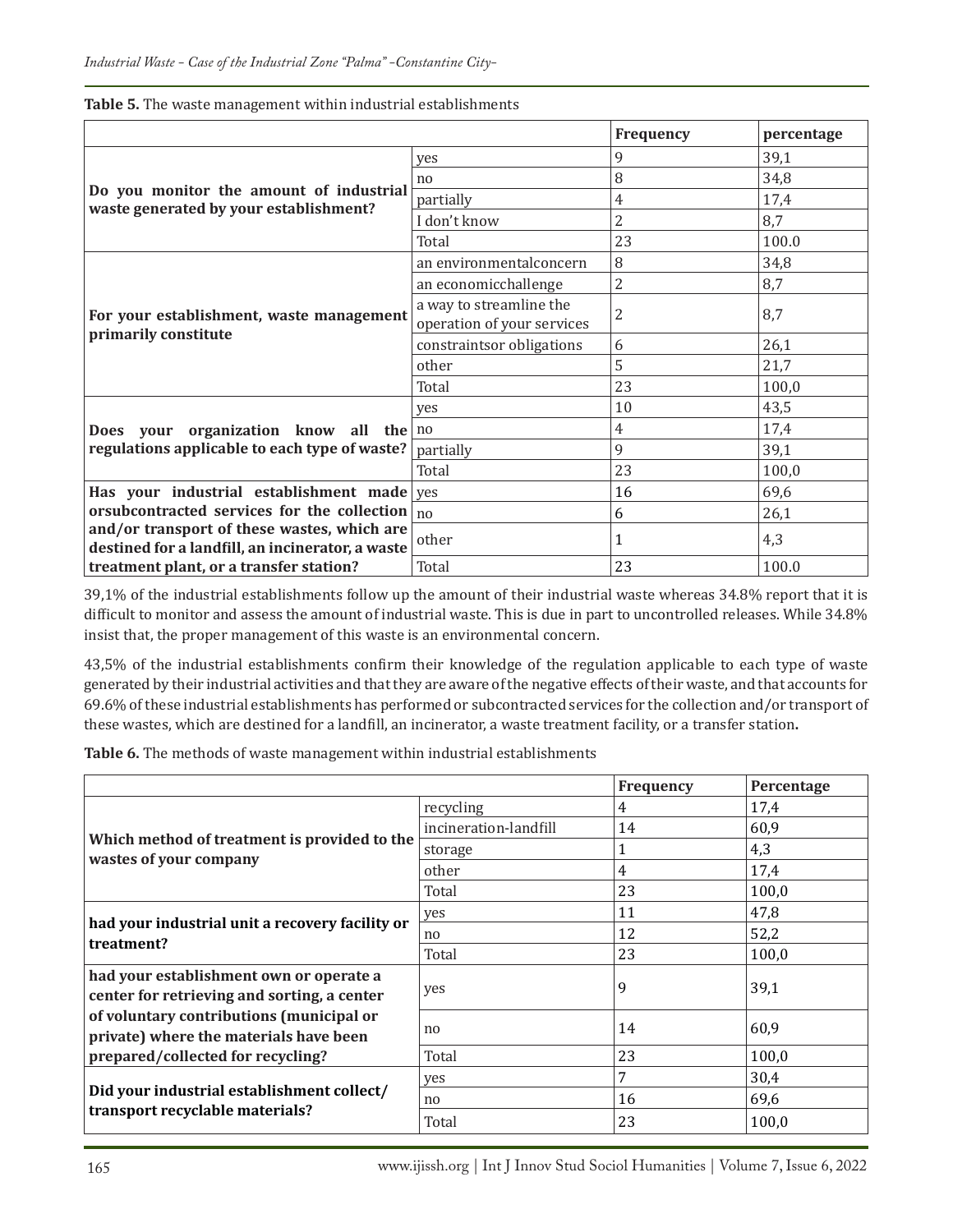**Table 5.** The waste management within industrial establishments

| | | Frequency | percentage |
|---|---|---|---|
| Do you monitor the amount of industrial waste generated by your establishment? | yes | 9 | 39,1 |
| | no | 8 | 34,8 |
| | partially | 4 | 17,4 |
| | I don't know | 2 | 8,7 |
| | Total | 23 | 100.0 |
| For your establishment, waste management primarily constitute | an environmentalconcern | 8 | 34,8 |
| | an economicchallenge | 2 | 8,7 |
| | a way to streamline the operation of your services | 2 | 8,7 |
| | constraintsor obligations | 6 | 26,1 |
| | other | 5 | 21,7 |
| | Total | 23 | 100,0 |
| Does your organization know all the regulations applicable to each type of waste? | yes | 10 | 43,5 |
| | no | 4 | 17,4 |
| | partially | 9 | 39,1 |
| | Total | 23 | 100,0 |
| Has your industrial establishment made orsubcontracted services for the collection and/or transport of these wastes, which are destined for a landfill, an incinerator, a waste treatment plant, or a transfer station? | yes | 16 | 69,6 |
| | no | 6 | 26,1 |
| | other | 1 | 4,3 |
| | Total | 23 | 100.0 |

39,1% of the industrial establishments follow up the amount of their industrial waste whereas 34.8% report that it is difficult to monitor and assess the amount of industrial waste. This is due in part to uncontrolled releases. While 34.8% insist that, the proper management of this waste is an environmental concern.

43,5% of the industrial establishments confirm their knowledge of the regulation applicable to each type of waste generated by their industrial activities and that they are aware of the negative effects of their waste, and that accounts for 69.6% of these industrial establishments has performed or subcontracted services for the collection and/or transport of these wastes, which are destined for a landfill, an incinerator, a waste treatment facility, or a transfer station**.**

**Table 6.** The methods of waste management within industrial establishments

| | | Frequency | Percentage |
|---|---|---|---|
| Which method of treatment is provided to the wastes of your company | recycling | 4 | 17,4 |
| | incineration-landfill | 14 | 60,9 |
| | storage | 1 | 4,3 |
| | other | 4 | 17,4 |
| | Total | 23 | 100,0 |
| had your industrial unit a recovery facility or treatment? | yes | 11 | 47,8 |
| | no | 12 | 52,2 |
| | Total | 23 | 100,0 |
| had your establishment own or operate a center for retrieving and sorting, a center of voluntary contributions (municipal or private) where the materials have been prepared/collected for recycling? | yes | 9 | 39,1 |
| | no | 14 | 60,9 |
| | Total | 23 | 100,0 |
| Did your industrial establishment collect/ transport recyclable materials? | yes | 7 | 30,4 |
| | no | 16 | 69,6 |
| | Total | 23 | 100,0 |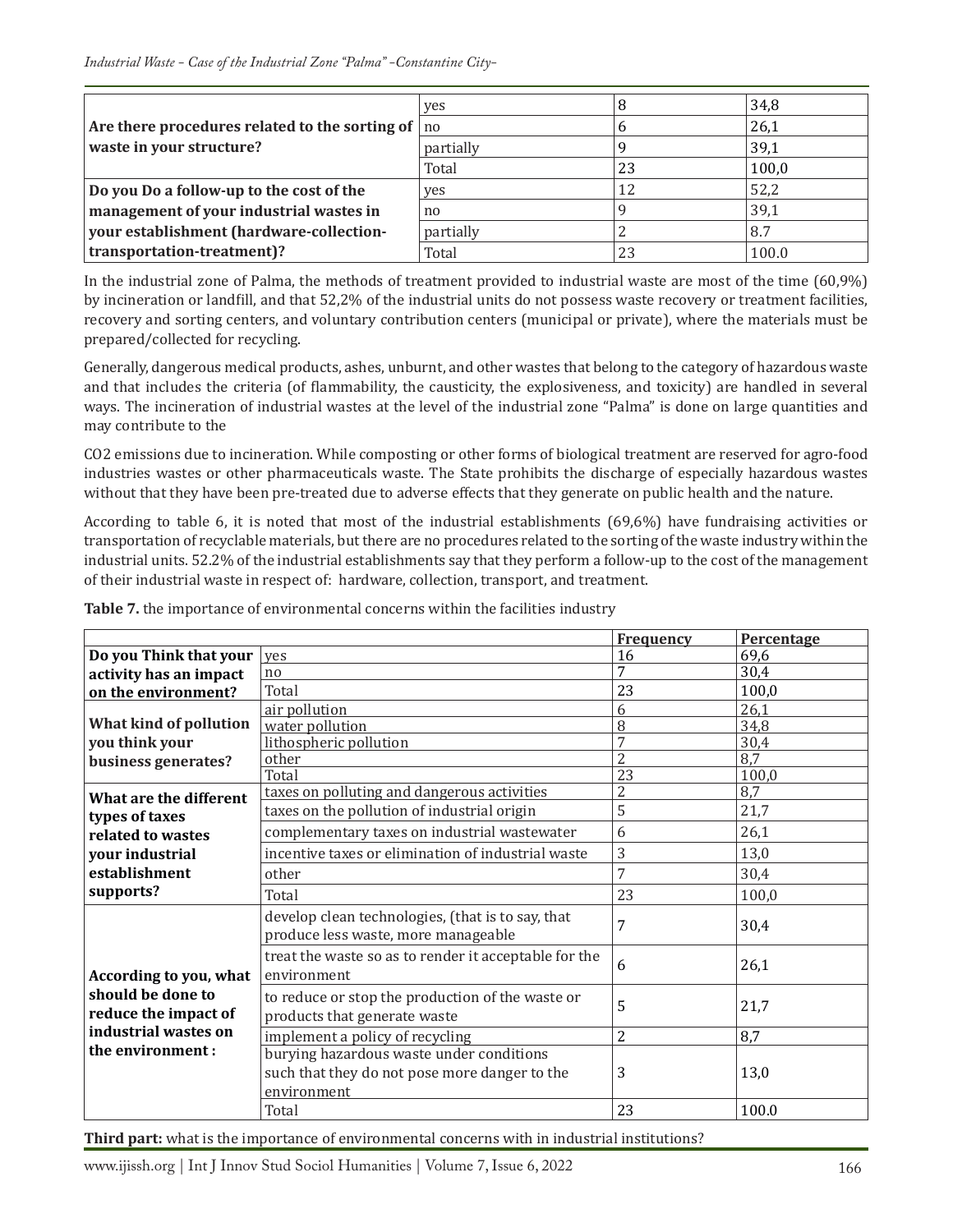| | | | |
|---|---|---|---|
| **Are there procedures related to the sorting of waste in your structure?** | yes | 8 | 34,8 |
| | no | 6 | 26,1 |
| | partially | 9 | 39,1 |
| | Total | 23 | 100,0 |
| **Do you Do a follow-up to the cost of the management of your industrial wastes in your establishment (hardware-collection-transportation-treatment)?** | yes | 12 | 52,2 |
| | no | 9 | 39,1 |
| | partially | 2 | 8.7 |
| | Total | 23 | 100.0 |

In the industrial zone of Palma, the methods of treatment provided to industrial waste are most of the time (60,9%) by incineration or landfill, and that 52,2% of the industrial units do not possess waste recovery or treatment facilities, recovery and sorting centers, and voluntary contribution centers (municipal or private), where the materials must be prepared/collected for recycling.

Generally, dangerous medical products, ashes, unburnt, and other wastes that belong to the category of hazardous waste and that includes the criteria (of flammability, the causticity, the explosiveness, and toxicity) are handled in several ways. The incineration of industrial wastes at the level of the industrial zone "Palma" is done on large quantities and may contribute to the

$CO_2$ emissions due to incineration. While composting or other forms of biological treatment are reserved for agro-food industries wastes or other pharmaceuticals waste. The State prohibits the discharge of especially hazardous wastes without that they have been pre-treated due to adverse effects that they generate on public health and the nature.

According to table 6, it is noted that most of the industrial establishments (69,6%) have fundraising activities or transportation of recyclable materials, but there are no procedures related to the sorting of the waste industry within the industrial units. 52.2% of the industrial establishments say that they perform a follow-up to the cost of the management of their industrial waste in respect of: hardware, collection, transport, and treatment.

**Table 7.** the importance of environmental concerns within the facilities industry

| | | Frequency | Percentage |
|---|---|---|---|
| **Do you Think that your activity has an impact on the environment?** | yes | 16 | 69,6 |
| | no | 7 | 30,4 |
| | Total | 23 | 100,0 |
| **What kind of pollution you think your business generates?** | air pollution | 6 | 26,1 |
| | water pollution | 8 | 34,8 |
| | lithospheric pollution | 7 | 30,4 |
| | other | 2 | 8,7 |
| | Total | 23 | 100,0 |
| **What are the different types of taxes related to wastes your industrial establishment supports?** | taxes on polluting and dangerous activities | 2 | 8,7 |
| | taxes on the pollution of industrial origin | 5 | 21,7 |
| | complementary taxes on industrial wastewater | 6 | 26,1 |
| | incentive taxes or elimination of industrial waste | 3 | 13,0 |
| | other | 7 | 30,4 |
| | Total | 23 | 100,0 |
| **According to you, what should be done to reduce the impact of industrial wastes on the environment :** | develop clean technologies, (that is to say, that produce less waste, more manageable | 7 | 30,4 |
| | treat the waste so as to render it acceptable for the environment | 6 | 26,1 |
| | to reduce or stop the production of the waste or products that generate waste | 5 | 21,7 |
| | implement a policy of recycling | 2 | 8,7 |
| | burying hazardous waste under conditions such that they do not pose more danger to the environment | 3 | 13,0 |
| | Total | 23 | 100.0 |

**Third part:** what is the importance of environmental concerns with in industrial institutions?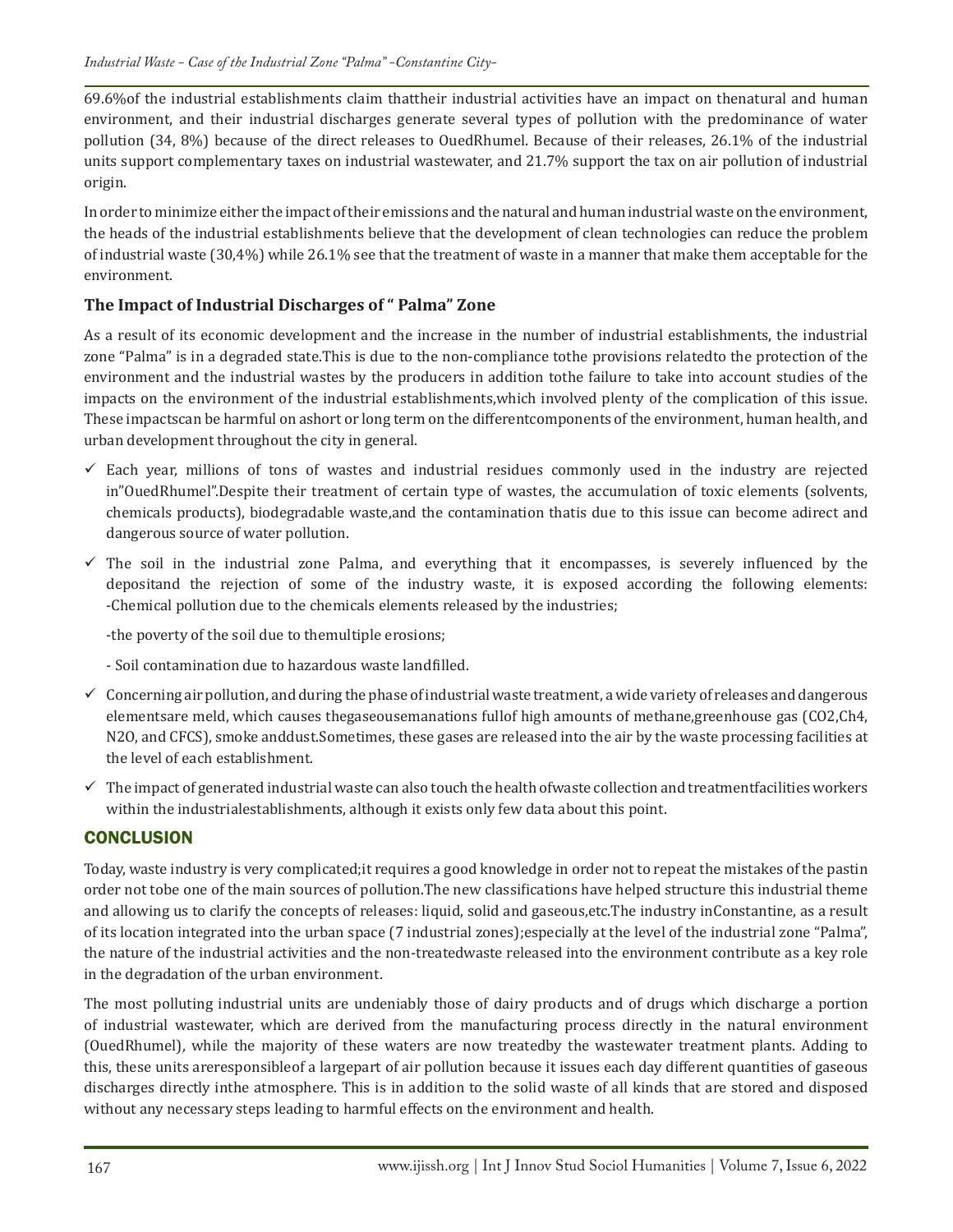69.6%of the industrial establishments claim thattheir industrial activities have an impact on thenatural and human environment, and their industrial discharges generate several types of pollution with the predominance of water pollution (34, 8%) because of the direct releases to OuedRhumel. Because of their releases, 26.1% of the industrial units support complementary taxes on industrial wastewater, and 21.7% support the tax on air pollution of industrial origin.

In order to minimize either the impact of their emissions and the natural and human industrial waste on the environment, the heads of the industrial establishments believe that the development of clean technologies can reduce the problem of industrial waste (30,4%) while 26.1% see that the treatment of waste in a manner that make them acceptable for the environment.

### The Impact of Industrial Discharges of " Palma" Zone

As a result of its economic development and the increase in the number of industrial establishments, the industrial zone "Palma" is in a degraded state.This is due to the non-compliance tothe provisions relatedto the protection of the environment and the industrial wastes by the producers in addition tothe failure to take into account studies of the impacts on the environment of the industrial establishments,which involved plenty of the complication of this issue. These impactscan be harmful on ashort or long term on the differentcomponents of the environment, human health, and urban development throughout the city in general.

- ✓ Each year, millions of tons of wastes and industrial residues commonly used in the industry are rejected in"OuedRhumel".Despite their treatment of certain type of wastes, the accumulation of toxic elements (solvents, chemicals products), biodegradable waste,and the contamination thatis due to this issue can become adirect and dangerous source of water pollution.
- ✓ The soil in the industrial zone Palma, and everything that it encompasses, is severely influenced by the depositand the rejection of some of the industry waste, it is exposed according the following elements: -Chemical pollution due to the chemicals elements released by the industries;

  -the poverty of the soil due to themultiple erosions;

  - Soil contamination due to hazardous waste landfilled.
- ✓ Concerning air pollution, and during the phase of industrial waste treatment, a wide variety of releases and dangerous elementsare meld, which causes thegaseousemanations fullof high amounts of methane,greenhouse gas ($CO_2$,$Ch_4$, $N_2O$, and CFCS), smoke anddust.Sometimes, these gases are released into the air by the waste processing facilities at the level of each establishment.
- ✓ The impact of generated industrial waste can also touch the health ofwaste collection and treatmentfacilities workers within the industrialestablishments, although it exists only few data about this point.

## CONCLUSION

Today, waste industry is very complicated;it requires a good knowledge in order not to repeat the mistakes of the pastin order not tobe one of the main sources of pollution.The new classifications have helped structure this industrial theme and allowing us to clarify the concepts of releases: liquid, solid and gaseous,etc.The industry inConstantine, as a result of its location integrated into the urban space (7 industrial zones);especially at the level of the industrial zone "Palma", the nature of the industrial activities and the non-treatedwaste released into the environment contribute as a key role in the degradation of the urban environment.

The most polluting industrial units are undeniably those of dairy products and of drugs which discharge a portion of industrial wastewater, which are derived from the manufacturing process directly in the natural environment (OuedRhumel), while the majority of these waters are now treatedby the wastewater treatment plants. Adding to this, these units areresponsibleof a largepart of air pollution because it issues each day different quantities of gaseous discharges directly inthe atmosphere. This is in addition to the solid waste of all kinds that are stored and disposed without any necessary steps leading to harmful effects on the environment and health.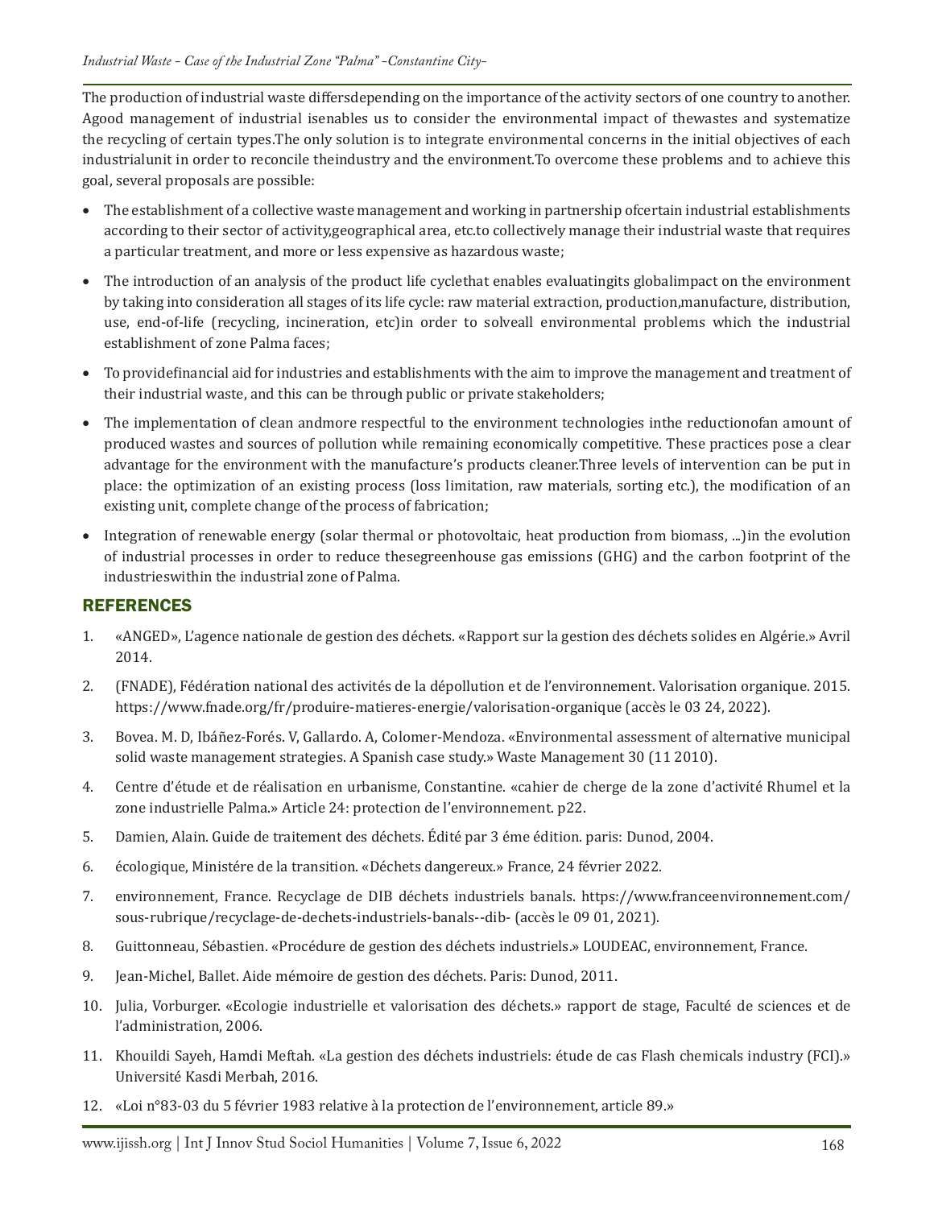The production of industrial waste differsdepending on the importance of the activity sectors of one country to another. Agood management of industrial isenables us to consider the environmental impact of thewastes and systematize the recycling of certain types.The only solution is to integrate environmental concerns in the initial objectives of each industrialunit in order to reconcile theindustry and the environment.To overcome these problems and to achieve this goal, several proposals are possible:

- The establishment of a collective waste management and working in partnership ofcertain industrial establishments according to their sector of activity,geographical area, etc.to collectively manage their industrial waste that requires a particular treatment, and more or less expensive as hazardous waste;
- The introduction of an analysis of the product life cyclethat enables evaluatingits globalimpact on the environment by taking into consideration all stages of its life cycle: raw material extraction, production,manufacture, distribution, use, end-of-life (recycling, incineration, etc)in order to solveall environmental problems which the industrial establishment of zone Palma faces;
- To providefinancial aid for industries and establishments with the aim to improve the management and treatment of their industrial waste, and this can be through public or private stakeholders;
- The implementation of clean andmore respectful to the environment technologies inthe reductionofan amount of produced wastes and sources of pollution while remaining economically competitive. These practices pose a clear advantage for the environment with the manufacture's products cleaner.Three levels of intervention can be put in place: the optimization of an existing process (loss limitation, raw materials, sorting etc.), the modification of an existing unit, complete change of the process of fabrication;
- Integration of renewable energy (solar thermal or photovoltaic, heat production from biomass, ...)in the evolution of industrial processes in order to reduce thesegreenhouse gas emissions (GHG) and the carbon footprint of the industrieswithin the industrial zone of Palma.

## REFERENCES

1. «ANGED», L'agence nationale de gestion des déchets. «Rapport sur la gestion des déchets solides en Algérie.» Avril 2014.
2. (FNADE), Fédération national des activités de la dépollution et de l'environnement. Valorisation organique. 2015. https://www.fnade.org/fr/produire-matieres-energie/valorisation-organique (accès le 03 24, 2022).
3. Bovea. M. D, Ibáñez-Forés. V, Gallardo. A, Colomer-Mendoza. «Environmental assessment of alternative municipal solid waste management strategies. A Spanish case study.» Waste Management 30 (11 2010).
4. Centre d'étude et de réalisation en urbanisme, Constantine. «cahier de cherge de la zone d'activité Rhumel et la zone industrielle Palma.» Article 24: protection de l'environnement. p22.
5. Damien, Alain. Guide de traitement des déchets. Édité par 3 éme édition. paris: Dunod, 2004.
6. écologique, Ministére de la transition. «Déchets dangereux.» France, 24 février 2022.
7. environnement, France. Recyclage de DIB déchets industriels banals. https://www.franceenvironnement.com/sous-rubrique/recyclage-de-dechets-industriels-banals--dib- (accès le 09 01, 2021).
8. Guittonneau, Sébastien. «Procédure de gestion des déchets industriels.» LOUDEAC, environnement, France.
9. Jean-Michel, Ballet. Aide mémoire de gestion des déchets. Paris: Dunod, 2011.
10. Julia, Vorburger. «Ecologie industrielle et valorisation des déchets.» rapport de stage, Faculté de sciences et de l'administration, 2006.
11. Khouildi Sayeh, Hamdi Meftah. «La gestion des déchets industriels: étude de cas Flash chemicals industry (FCI).» Université Kasdi Merbah, 2016.
12. «Loi n°83-03 du 5 février 1983 relative à la protection de l'environnement, article 89.»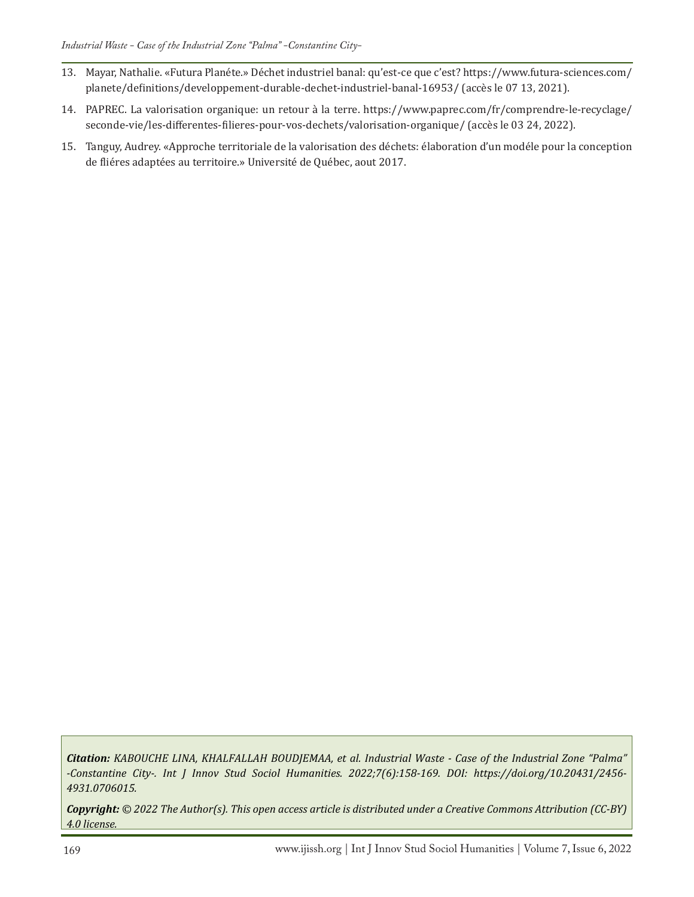13. Mayar, Nathalie. «Futura Planéte.» Déchet industriel banal: qu'est-ce que c'est? https://www.futura-sciences.com/planete/definitions/developpement-durable-dechet-industriel-banal-16953/ (accès le 07 13, 2021).
14. PAPREC. La valorisation organique: un retour à la terre. https://www.paprec.com/fr/comprendre-le-recyclage/seconde-vie/les-differentes-filieres-pour-vos-dechets/valorisation-organique/ (accès le 03 24, 2022).
15. Tanguy, Audrey. «Approche territoriale de la valorisation des déchets: élaboration d'un modéle pour la conception de fliéres adaptées au territoire.» Université de Québec, aout 2017.

***Citation:*** *KABOUCHE LINA, KHALFALLAH BOUDJEMAA, et al. Industrial Waste - Case of the Industrial Zone "Palma" -Constantine City-. Int J Innov Stud Sociol Humanities. 2022;7(6):158-169. DOI: https://doi.org/10.20431/2456-4931.0706015.*

***Copyright:*** *© 2022 The Author(s). This open access article is distributed under a Creative Commons Attribution (CC-BY) 4.0 license.*